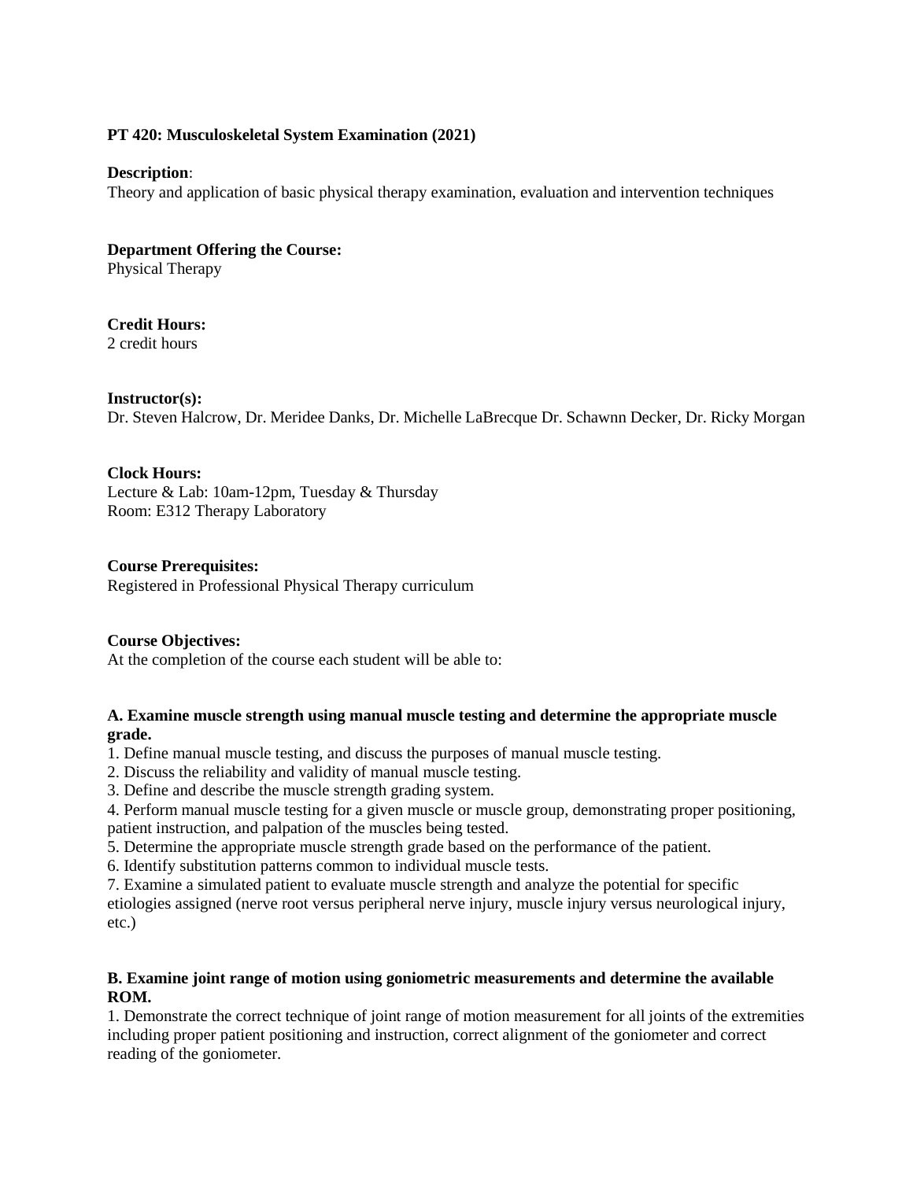**PT 420: Musculoskeletal System Examination (2021)**

**Description**:
Theory and application of basic physical therapy examination, evaluation and intervention techniques

**Department Offering the Course:**
Physical Therapy

**Credit Hours:**
2 credit hours

**Instructor(s):**
Dr. Steven Halcrow, Dr. Meridee Danks, Dr. Michelle LaBrecque Dr. Schawnn Decker, Dr. Ricky Morgan

**Clock Hours:**
Lecture & Lab: 10am-12pm, Tuesday & Thursday
Room: E312 Therapy Laboratory

**Course Prerequisites:**
Registered in Professional Physical Therapy curriculum

**Course Objectives:**
At the completion of the course each student will be able to:

**A. Examine muscle strength using manual muscle testing and determine the appropriate muscle grade.**

1. Define manual muscle testing, and discuss the purposes of manual muscle testing.
2. Discuss the reliability and validity of manual muscle testing.
3. Define and describe the muscle strength grading system.
4. Perform manual muscle testing for a given muscle or muscle group, demonstrating proper positioning, patient instruction, and palpation of the muscles being tested.
5. Determine the appropriate muscle strength grade based on the performance of the patient.
6. Identify substitution patterns common to individual muscle tests.
7. Examine a simulated patient to evaluate muscle strength and analyze the potential for specific etiologies assigned (nerve root versus peripheral nerve injury, muscle injury versus neurological injury, etc.)

**B. Examine joint range of motion using goniometric measurements and determine the available ROM.**

1. Demonstrate the correct technique of joint range of motion measurement for all joints of the extremities including proper patient positioning and instruction, correct alignment of the goniometer and correct reading of the goniometer.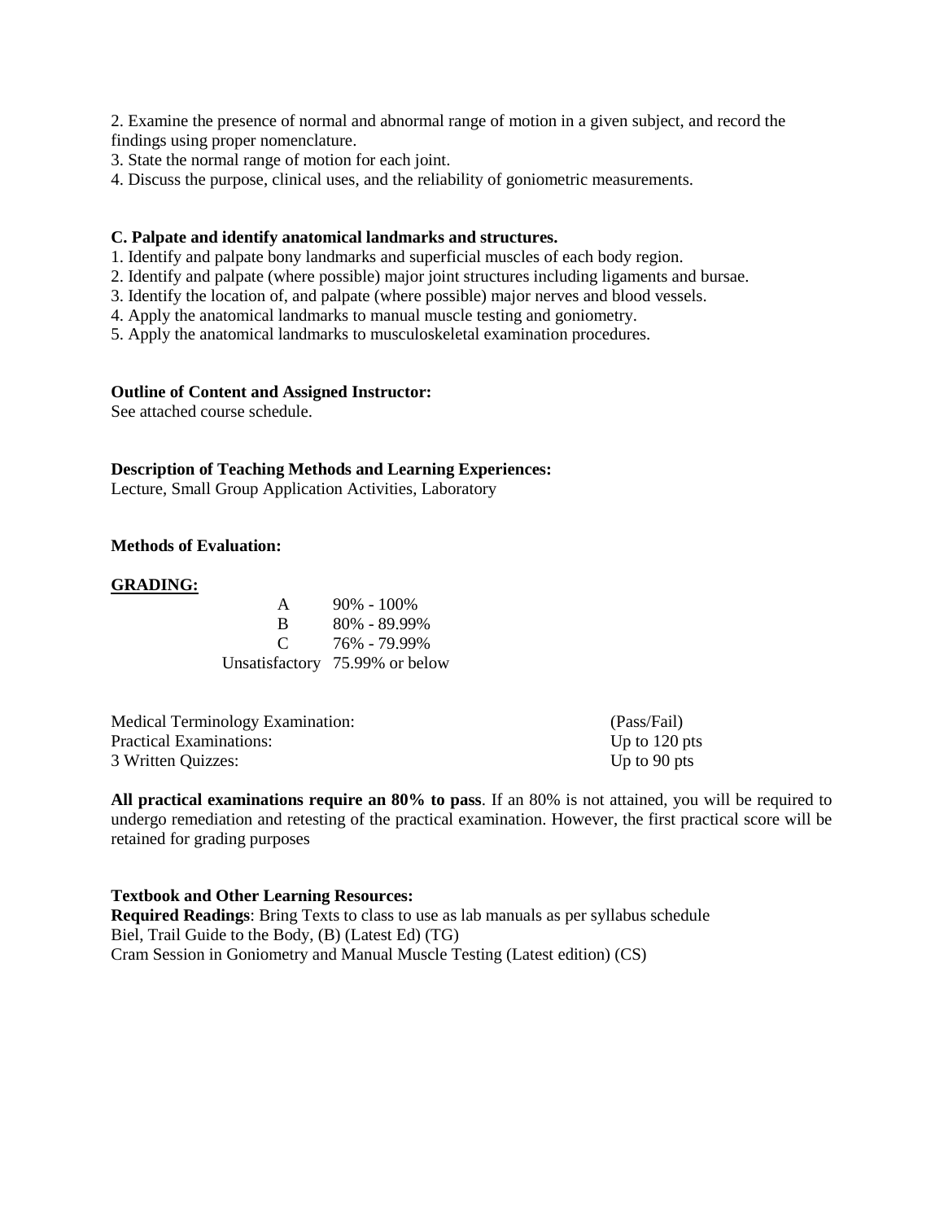2. Examine the presence of normal and abnormal range of motion in a given subject, and record the findings using proper nomenclature.
3. State the normal range of motion for each joint.
4. Discuss the purpose, clinical uses, and the reliability of goniometric measurements.

**C. Palpate and identify anatomical landmarks and structures.**

1. Identify and palpate bony landmarks and superficial muscles of each body region.
2. Identify and palpate (where possible) major joint structures including ligaments and bursae.
3. Identify the location of, and palpate (where possible) major nerves and blood vessels.
4. Apply the anatomical landmarks to manual muscle testing and goniometry.
5. Apply the anatomical landmarks to musculoskeletal examination procedures.

**Outline of Content and Assigned Instructor:**
See attached course schedule.

**Description of Teaching Methods and Learning Experiences:**
Lecture, Small Group Application Activities, Laboratory

**Methods of Evaluation:**

<u>**GRADING:**</u>

| Grade | Range |
|---|---|
| A | 90% - 100% |
| B | 80% - 89.99% |
| C | 76% - 79.99% |
| Unsatisfactory | 75.99% or below |

| Evaluation | Points |
|---|---|
| Medical Terminology Examination: | (Pass/Fail) |
| Practical Examinations: | Up to 120 pts |
| 3 Written Quizzes: | Up to 90 pts |

**All practical examinations require an 80% to pass**. If an 80% is not attained, you will be required to undergo remediation and retesting of the practical examination. However, the first practical score will be retained for grading purposes

**Textbook and Other Learning Resources:**
**Required Readings**: Bring Texts to class to use as lab manuals as per syllabus schedule
Biel, Trail Guide to the Body, (B) (Latest Ed) (TG)
Cram Session in Goniometry and Manual Muscle Testing (Latest edition) (CS)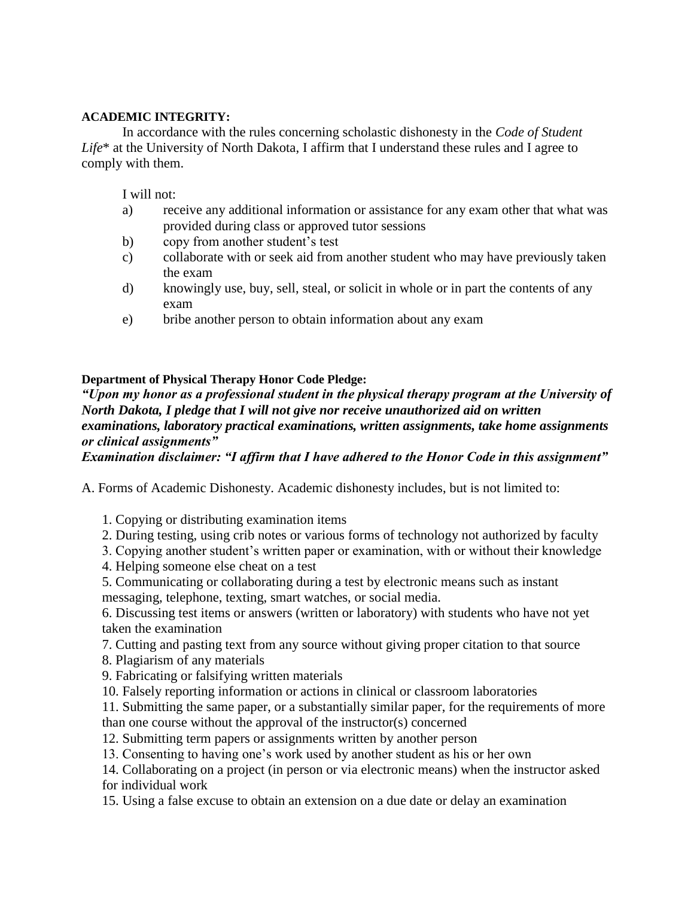**ACADEMIC INTEGRITY:**

In accordance with the rules concerning scholastic dishonesty in the *Code of Student Life*\* at the University of North Dakota, I affirm that I understand these rules and I agree to comply with them.

I will not:

a) receive any additional information or assistance for any exam other that what was provided during class or approved tutor sessions
b) copy from another student's test
c) collaborate with or seek aid from another student who may have previously taken the exam
d) knowingly use, buy, sell, steal, or solicit in whole or in part the contents of any exam
e) bribe another person to obtain information about any exam

**Department of Physical Therapy Honor Code Pledge:**

***"Upon my honor as a professional student in the physical therapy program at the University of North Dakota, I pledge that I will not give nor receive unauthorized aid on written examinations, laboratory practical examinations, written assignments, take home assignments or clinical assignments"***

***Examination disclaimer: "I affirm that I have adhered to the Honor Code in this assignment"***

A. Forms of Academic Dishonesty. Academic dishonesty includes, but is not limited to:

1. Copying or distributing examination items
2. During testing, using crib notes or various forms of technology not authorized by faculty
3. Copying another student's written paper or examination, with or without their knowledge
4. Helping someone else cheat on a test
5. Communicating or collaborating during a test by electronic means such as instant messaging, telephone, texting, smart watches, or social media.
6. Discussing test items or answers (written or laboratory) with students who have not yet taken the examination
7. Cutting and pasting text from any source without giving proper citation to that source
8. Plagiarism of any materials
9. Fabricating or falsifying written materials
10. Falsely reporting information or actions in clinical or classroom laboratories
11. Submitting the same paper, or a substantially similar paper, for the requirements of more than one course without the approval of the instructor(s) concerned
12. Submitting term papers or assignments written by another person
13. Consenting to having one's work used by another student as his or her own
14. Collaborating on a project (in person or via electronic means) when the instructor asked for individual work
15. Using a false excuse to obtain an extension on a due date or delay an examination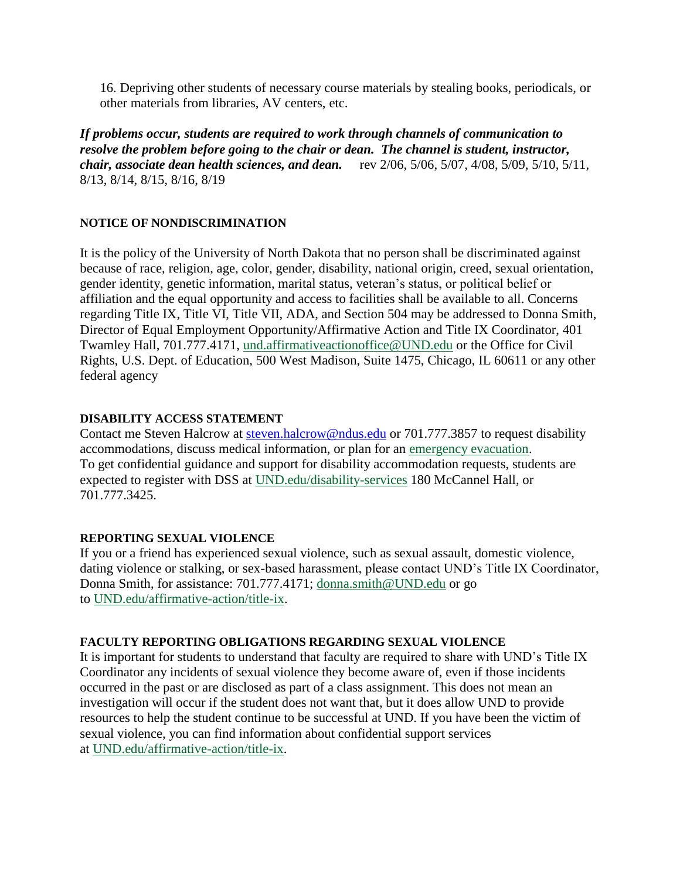16. Depriving other students of necessary course materials by stealing books, periodicals, or other materials from libraries, AV centers, etc.

***If problems occur, students are required to work through channels of communication to resolve the problem before going to the chair or dean. The channel is student, instructor, chair, associate dean health sciences, and dean.*** rev 2/06, 5/06, 5/07, 4/08, 5/09, 5/10, 5/11, 8/13, 8/14, 8/15, 8/16, 8/19

**NOTICE OF NONDISCRIMINATION**

It is the policy of the University of North Dakota that no person shall be discriminated against because of race, religion, age, color, gender, disability, national origin, creed, sexual orientation, gender identity, genetic information, marital status, veteran's status, or political belief or affiliation and the equal opportunity and access to facilities shall be available to all. Concerns regarding Title IX, Title VI, Title VII, ADA, and Section 504 may be addressed to Donna Smith, Director of Equal Employment Opportunity/Affirmative Action and Title IX Coordinator, 401 Twamley Hall, 701.777.4171, und.affirmativeactionoffice@UND.edu or the Office for Civil Rights, U.S. Dept. of Education, 500 West Madison, Suite 1475, Chicago, IL 60611 or any other federal agency

**DISABILITY ACCESS STATEMENT**

Contact me Steven Halcrow at steven.halcrow@ndus.edu or 701.777.3857 to request disability accommodations, discuss medical information, or plan for an emergency evacuation. To get confidential guidance and support for disability accommodation requests, students are expected to register with DSS at UND.edu/disability-services 180 McCannel Hall, or 701.777.3425.

**REPORTING SEXUAL VIOLENCE**

If you or a friend has experienced sexual violence, such as sexual assault, domestic violence, dating violence or stalking, or sex-based harassment, please contact UND's Title IX Coordinator, Donna Smith, for assistance: 701.777.4171; donna.smith@UND.edu or go to UND.edu/affirmative-action/title-ix.

**FACULTY REPORTING OBLIGATIONS REGARDING SEXUAL VIOLENCE**

It is important for students to understand that faculty are required to share with UND's Title IX Coordinator any incidents of sexual violence they become aware of, even if those incidents occurred in the past or are disclosed as part of a class assignment. This does not mean an investigation will occur if the student does not want that, but it does allow UND to provide resources to help the student continue to be successful at UND. If you have been the victim of sexual violence, you can find information about confidential support services at UND.edu/affirmative-action/title-ix.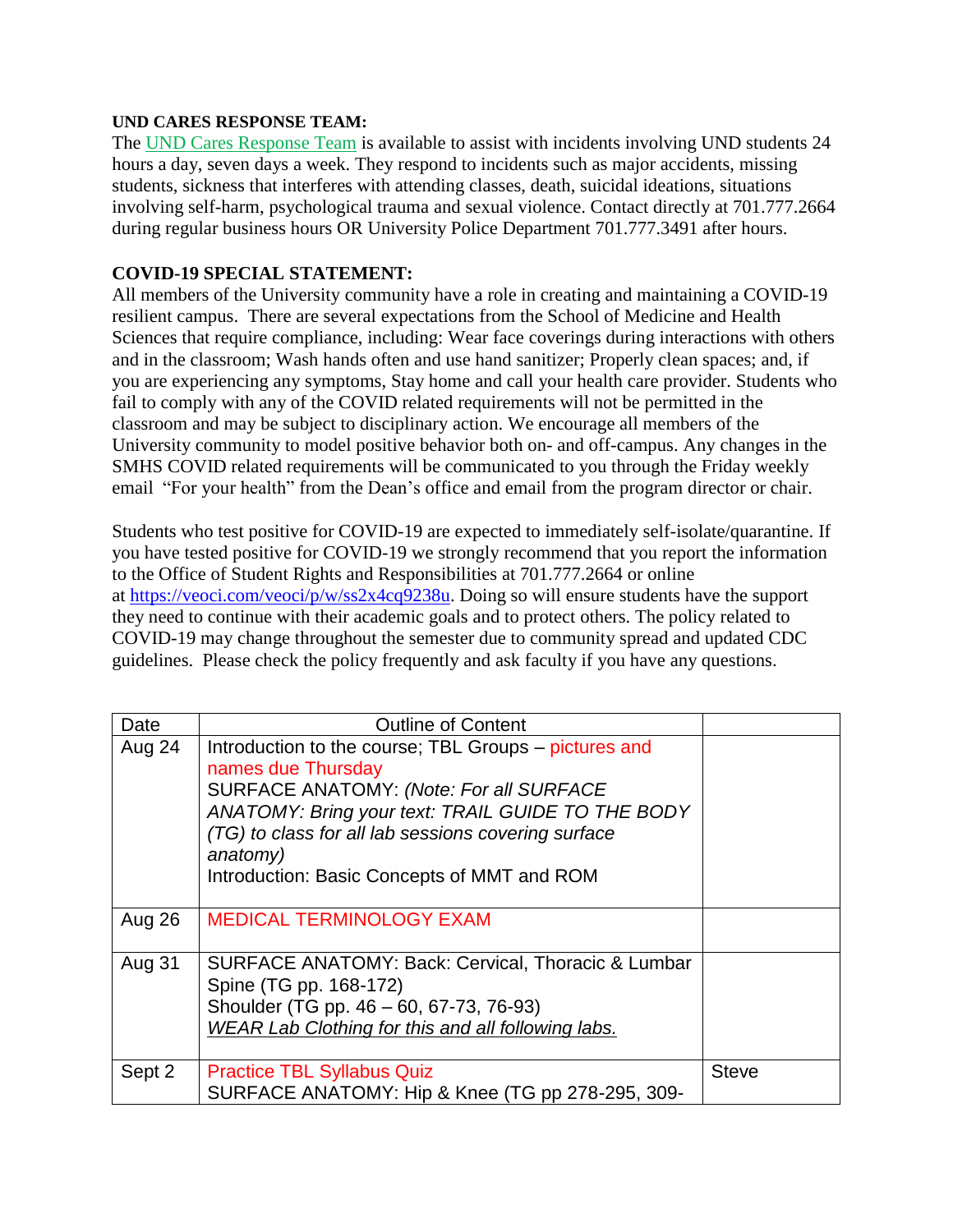**UND CARES RESPONSE TEAM:**
The UND Cares Response Team is available to assist with incidents involving UND students 24 hours a day, seven days a week. They respond to incidents such as major accidents, missing students, sickness that interferes with attending classes, death, suicidal ideations, situations involving self-harm, psychological trauma and sexual violence. Contact directly at 701.777.2664 during regular business hours OR University Police Department 701.777.3491 after hours.

**COVID-19 SPECIAL STATEMENT:**
All members of the University community have a role in creating and maintaining a COVID-19 resilient campus. There are several expectations from the School of Medicine and Health Sciences that require compliance, including: Wear face coverings during interactions with others and in the classroom; Wash hands often and use hand sanitizer; Properly clean spaces; and, if you are experiencing any symptoms, Stay home and call your health care provider. Students who fail to comply with any of the COVID related requirements will not be permitted in the classroom and may be subject to disciplinary action. We encourage all members of the University community to model positive behavior both on- and off-campus. Any changes in the SMHS COVID related requirements will be communicated to you through the Friday weekly email "For your health" from the Dean's office and email from the program director or chair.

Students who test positive for COVID-19 are expected to immediately self-isolate/quarantine. If you have tested positive for COVID-19 we strongly recommend that you report the information to the Office of Student Rights and Responsibilities at 701.777.2664 or online at https://veoci.com/veoci/p/w/ss2x4cq9238u. Doing so will ensure students have the support they need to continue with their academic goals and to protect others. The policy related to COVID-19 may change throughout the semester due to community spread and updated CDC guidelines. Please check the policy frequently and ask faculty if you have any questions.

| Date | Outline of Content | |
|---|---|---|
| Aug 24 | Introduction to the course; TBL Groups – pictures and names due Thursday<br>SURFACE ANATOMY: *(Note: For all SURFACE ANATOMY: Bring your text: TRAIL GUIDE TO THE BODY (TG) to class for all lab sessions covering surface anatomy)*<br>Introduction: Basic Concepts of MMT and ROM | |
| Aug 26 | MEDICAL TERMINOLOGY EXAM | |
| Aug 31 | SURFACE ANATOMY: Back: Cervical, Thoracic & Lumbar Spine (TG pp. 168-172)<br>Shoulder (TG pp. 46 – 60, 67-73, 76-93)<br>*WEAR Lab Clothing for this and all following labs.* | |
| Sept 2 | Practice TBL Syllabus Quiz<br>SURFACE ANATOMY: Hip & Knee (TG pp 278-295, 309- | Steve |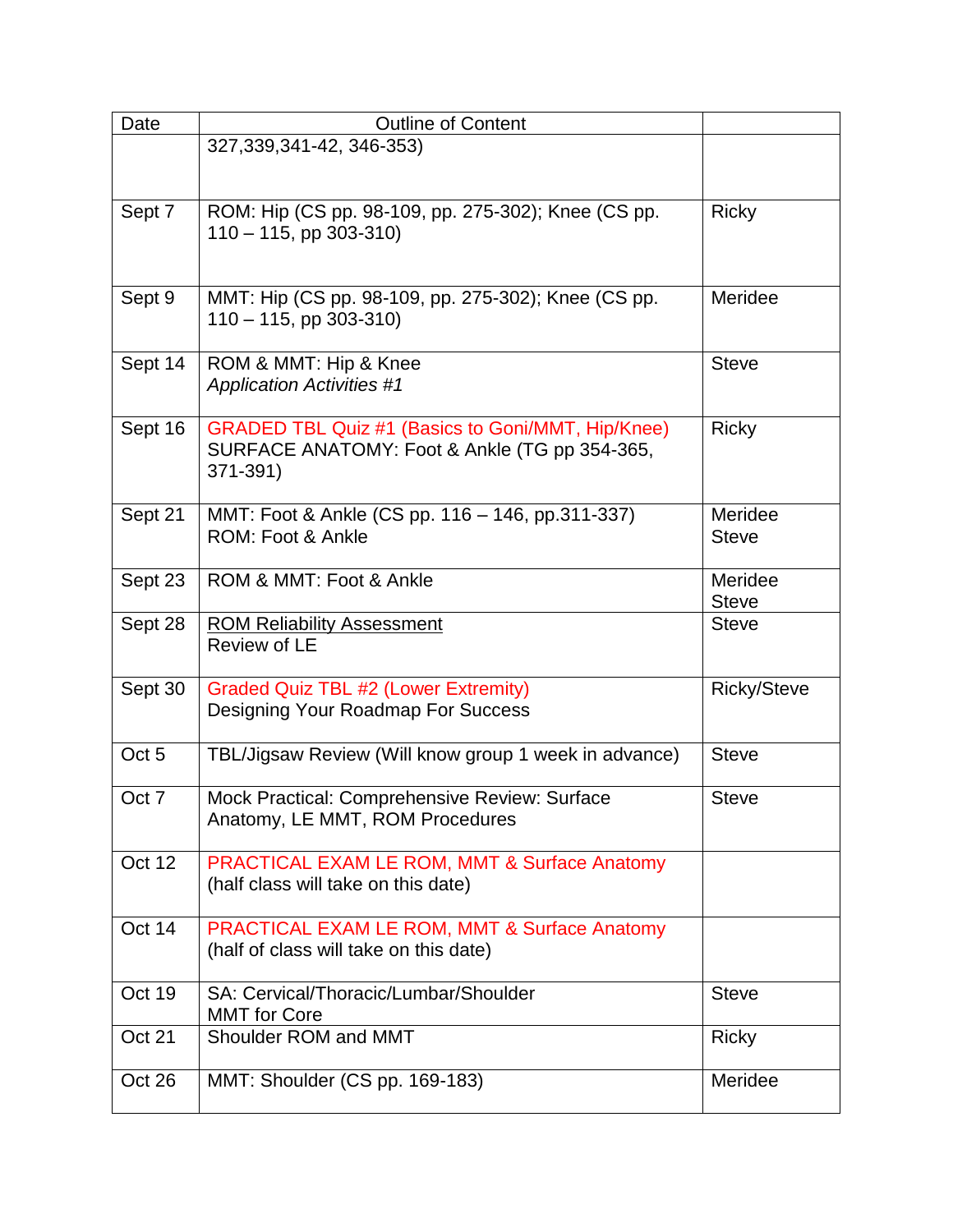| Date | Outline of Content | |
|---|---|---|
| | 327,339,341-42, 346-353) | |
| Sept 7 | ROM: Hip (CS pp. 98-109, pp. 275-302); Knee (CS pp. 110 – 115, pp 303-310) | Ricky |
| Sept 9 | MMT: Hip (CS pp. 98-109, pp. 275-302); Knee (CS pp. 110 – 115, pp 303-310) | Meridee |
| Sept 14 | ROM & MMT: Hip & Knee<br>*Application Activities #1* | Steve |
| Sept 16 | GRADED TBL Quiz #1 (Basics to Goni/MMT, Hip/Knee)<br>SURFACE ANATOMY: Foot & Ankle (TG pp 354-365, 371-391) | Ricky |
| Sept 21 | MMT: Foot & Ankle (CS pp. 116 – 146, pp.311-337)<br>ROM: Foot & Ankle | Meridee<br>Steve |
| Sept 23 | ROM & MMT: Foot & Ankle | Meridee<br>Steve |
| Sept 28 | <u>ROM Reliability Assessment</u><br>Review of LE | Steve |
| Sept 30 | Graded Quiz TBL #2 (Lower Extremity)<br>Designing Your Roadmap For Success | Ricky/Steve |
| Oct 5 | TBL/Jigsaw Review (Will know group 1 week in advance) | Steve |
| Oct 7 | Mock Practical: Comprehensive Review: Surface Anatomy, LE MMT, ROM Procedures | Steve |
| Oct 12 | PRACTICAL EXAM LE ROM, MMT & Surface Anatomy<br>(half class will take on this date) | |
| Oct 14 | PRACTICAL EXAM LE ROM, MMT & Surface Anatomy<br>(half of class will take on this date) | |
| Oct 19 | SA: Cervical/Thoracic/Lumbar/Shoulder<br>MMT for Core | Steve |
| Oct 21 | Shoulder ROM and MMT | Ricky |
| Oct 26 | MMT: Shoulder (CS pp. 169-183) | Meridee |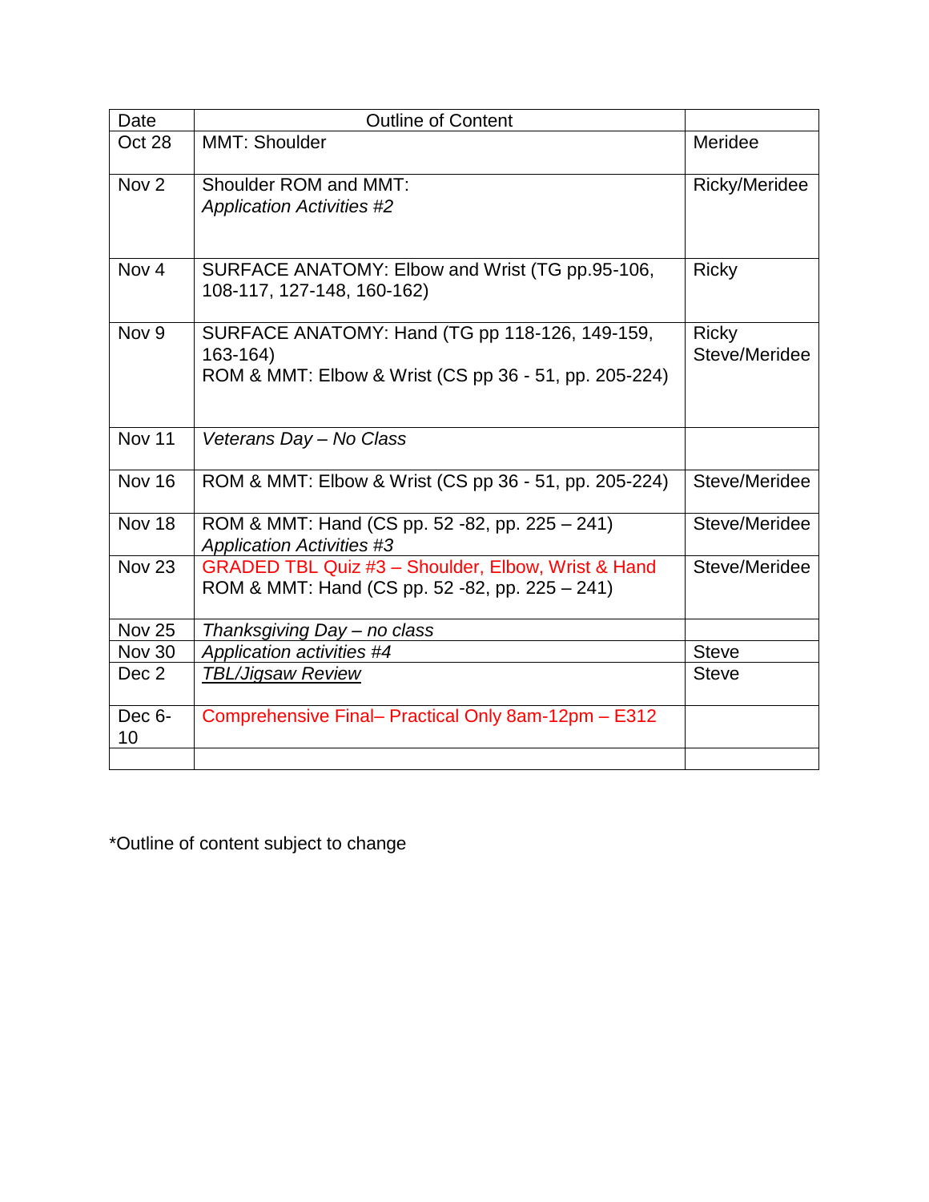| Date | Outline of Content | |
|---|---|---|
| Oct 28 | MMT: Shoulder | Meridee |
| Nov 2 | Shoulder ROM and MMT:<br>*Application Activities #2* | Ricky/Meridee |
| Nov 4 | SURFACE ANATOMY: Elbow and Wrist (TG pp.95-106, 108-117, 127-148, 160-162) | Ricky |
| Nov 9 | SURFACE ANATOMY: Hand (TG pp 118-126, 149-159, 163-164)<br>ROM & MMT: Elbow & Wrist (CS pp 36 - 51, pp. 205-224) | Ricky<br>Steve/Meridee |
| Nov 11 | *Veterans Day – No Class* | |
| Nov 16 | ROM & MMT: Elbow & Wrist (CS pp 36 - 51, pp. 205-224) | Steve/Meridee |
| Nov 18 | ROM & MMT: Hand (CS pp. 52 -82, pp. 225 – 241)<br>*Application Activities #3* | Steve/Meridee |
| Nov 23 | GRADED TBL Quiz #3 – Shoulder, Elbow, Wrist & Hand<br>ROM & MMT: Hand (CS pp. 52 -82, pp. 225 – 241) | Steve/Meridee |
| Nov 25 | *Thanksgiving Day – no class* | |
| Nov 30 | *Application activities #4* | Steve |
| Dec 2 | *TBL/Jigsaw Review* | Steve |
| Dec 6-10 | Comprehensive Final– Practical Only 8am-12pm – E312 | |
| | | |

*Outline of content subject to change